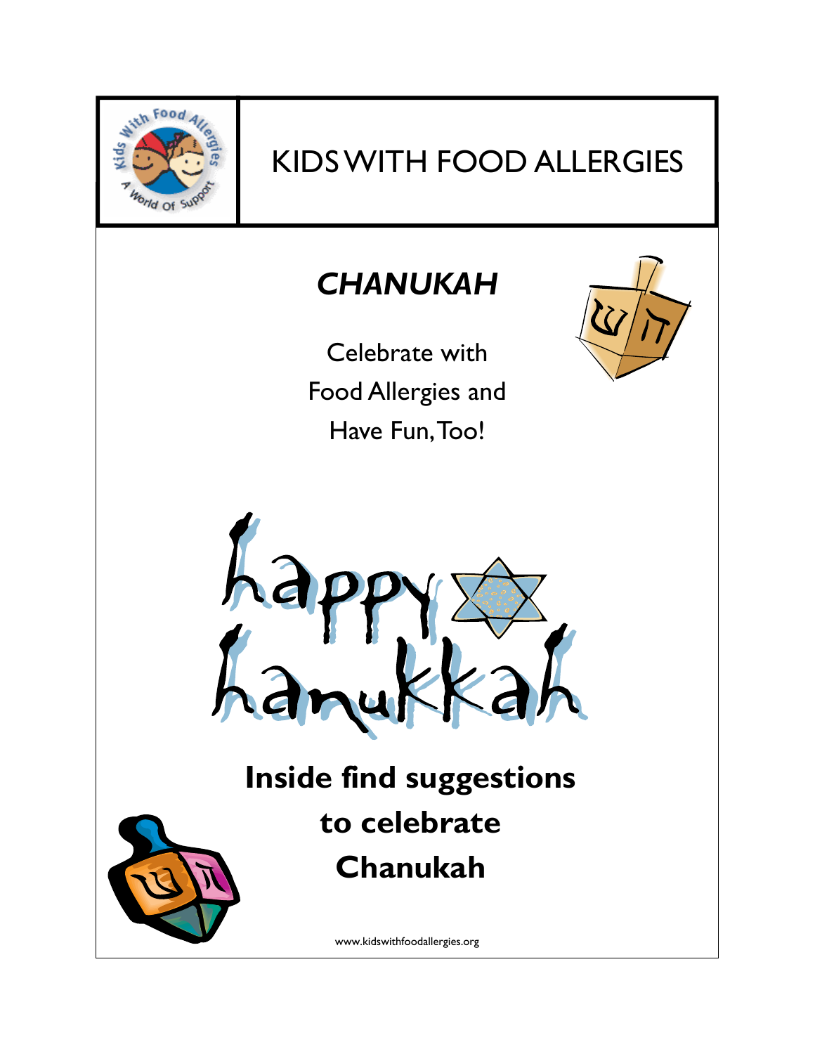# KIDS WITH FOOD ALLERGIES

## *CHANUKAH*

Celebrate with Food Allergies and Have Fun, Too!

happy hanukkah

**Inside find suggestions to celebrate Chanukah**

www.kidswithfoodallergies.org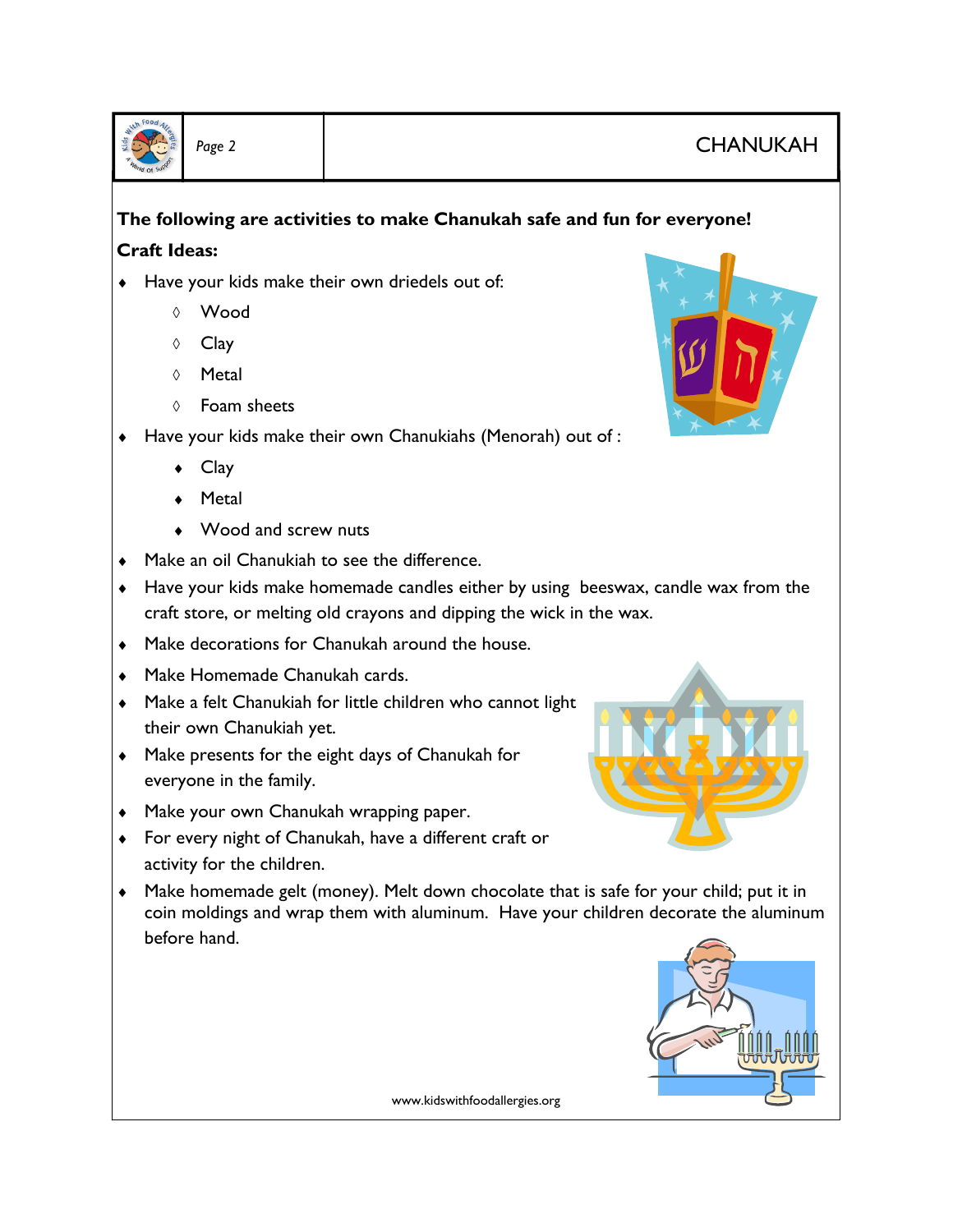**The following are activities to make Chanukah safe and fun for everyone!**

**Craft Ideas:**

- Have your kids make their own driedels out of:
  - Wood
  - Clay
  - Metal
  - Foam sheets
- Have your kids make their own Chanukiahs (Menorah) out of :
  - Clay
  - Metal
  - Wood and screw nuts
- Make an oil Chanukiah to see the difference.
- Have your kids make homemade candles either by using beeswax, candle wax from the craft store, or melting old crayons and dipping the wick in the wax.
- Make decorations for Chanukah around the house.
- Make Homemade Chanukah cards.
- Make a felt Chanukiah for little children who cannot light their own Chanukiah yet.
- Make presents for the eight days of Chanukah for everyone in the family.
- Make your own Chanukah wrapping paper.
- For every night of Chanukah, have a different craft or activity for the children.
- Make homemade gelt (money). Melt down chocolate that is safe for your child; put it in coin moldings and wrap them with aluminum. Have your children decorate the aluminum before hand.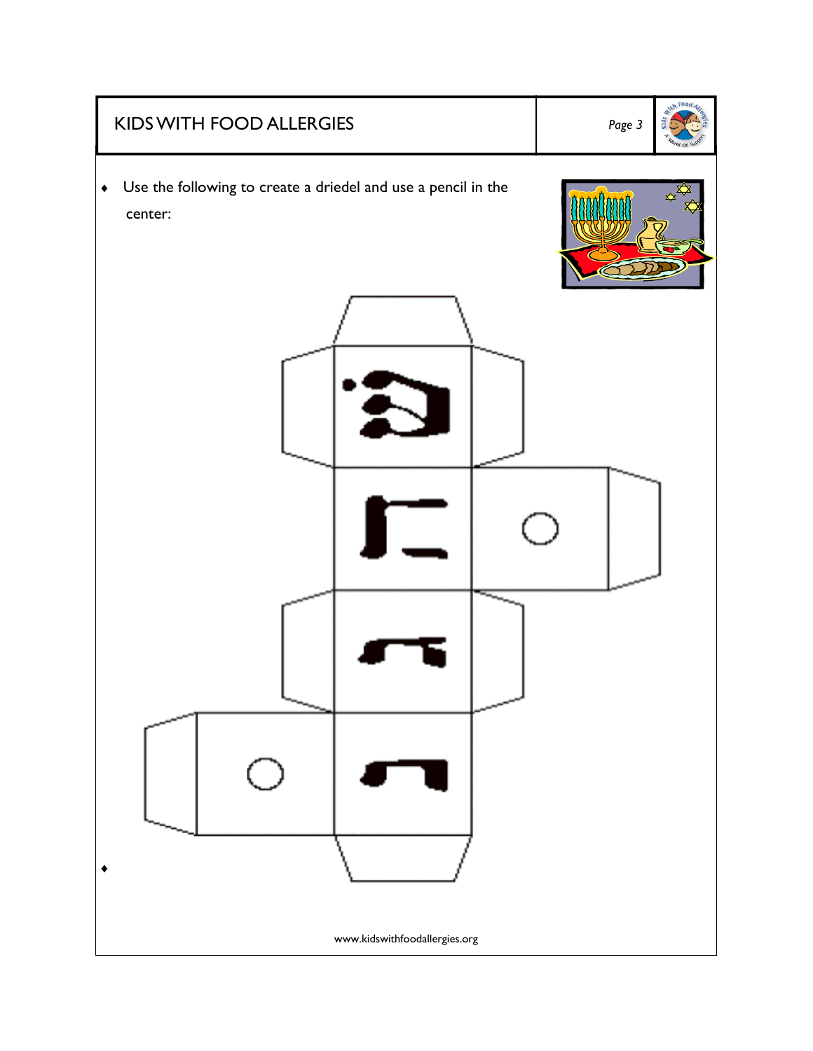- Use the following to create a driedel and use a pencil in the center:

שׁ

ה

ג

נ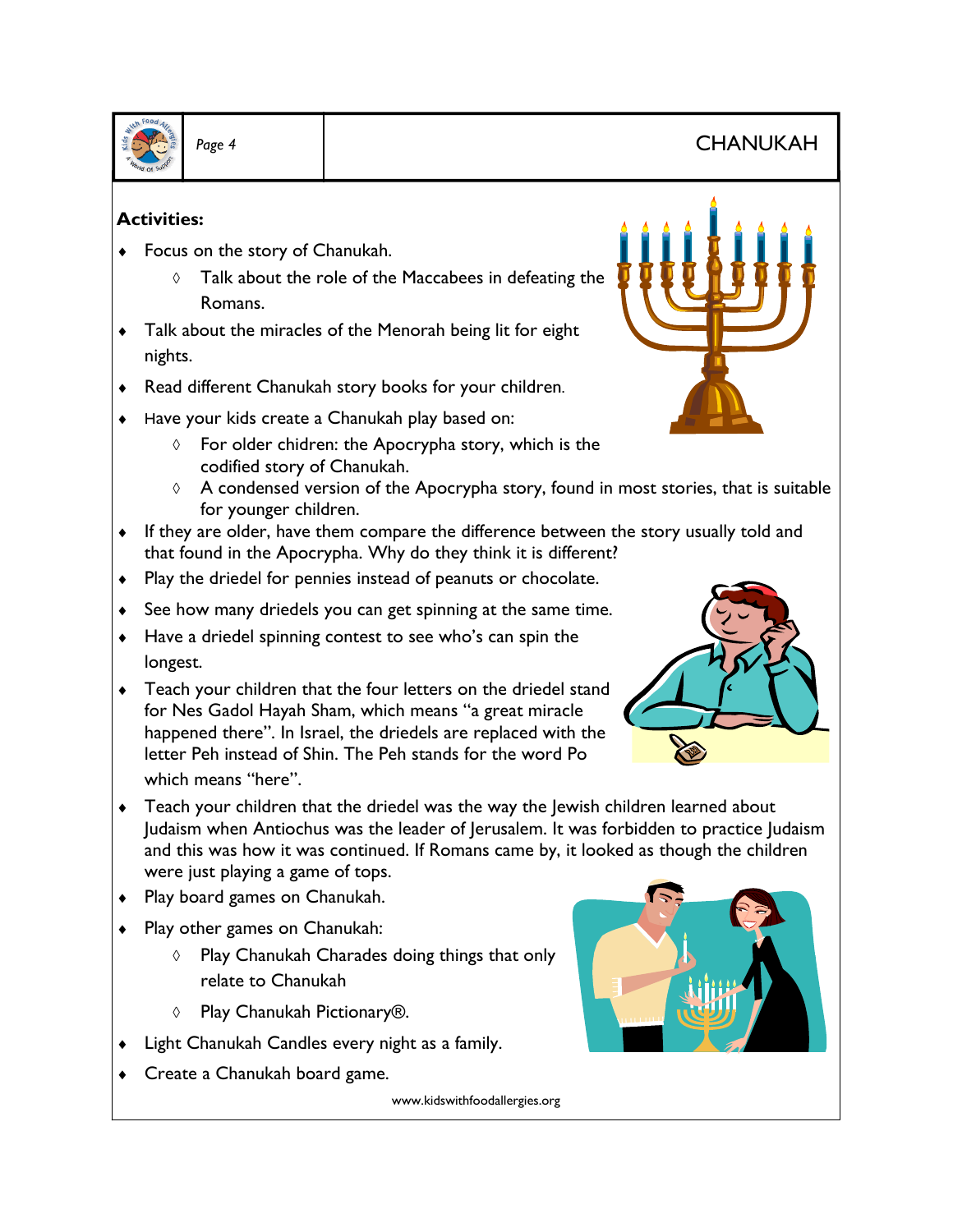**Activities:**

- Focus on the story of Chanukah.
  - Talk about the role of the Maccabees in defeating the Romans.
- Talk about the miracles of the Menorah being lit for eight nights.
- Read different Chanukah story books for your children.
- Have your kids create a Chanukah play based on:
  - For older children: the Apocrypha story, which is the codified story of Chanukah.
  - A condensed version of the Apocrypha story, found in most stories, that is suitable for younger children.
- If they are older, have them compare the difference between the story usually told and that found in the Apocrypha. Why do they think it is different?
- Play the driedel for pennies instead of peanuts or chocolate.
- See how many driedels you can get spinning at the same time.
- Have a driedel spinning contest to see who's can spin the longest.
- Teach your children that the four letters on the driedel stand for Nes Gadol Hayah Sham, which means "a great miracle happened there". In Israel, the driedels are replaced with the letter Peh instead of Shin. The Peh stands for the word Po which means "here".
- Teach your children that the driedel was the way the Jewish children learned about Judaism when Antiochus was the leader of Jerusalem. It was forbidden to practice Judaism and this was how it was continued. If Romans came by, it looked as though the children were just playing a game of tops.
- Play board games on Chanukah.
- Play other games on Chanukah:
  - Play Chanukah Charades doing things that only relate to Chanukah
  - Play Chanukah Pictionary®.
- Light Chanukah Candles every night as a family.
- Create a Chanukah board game.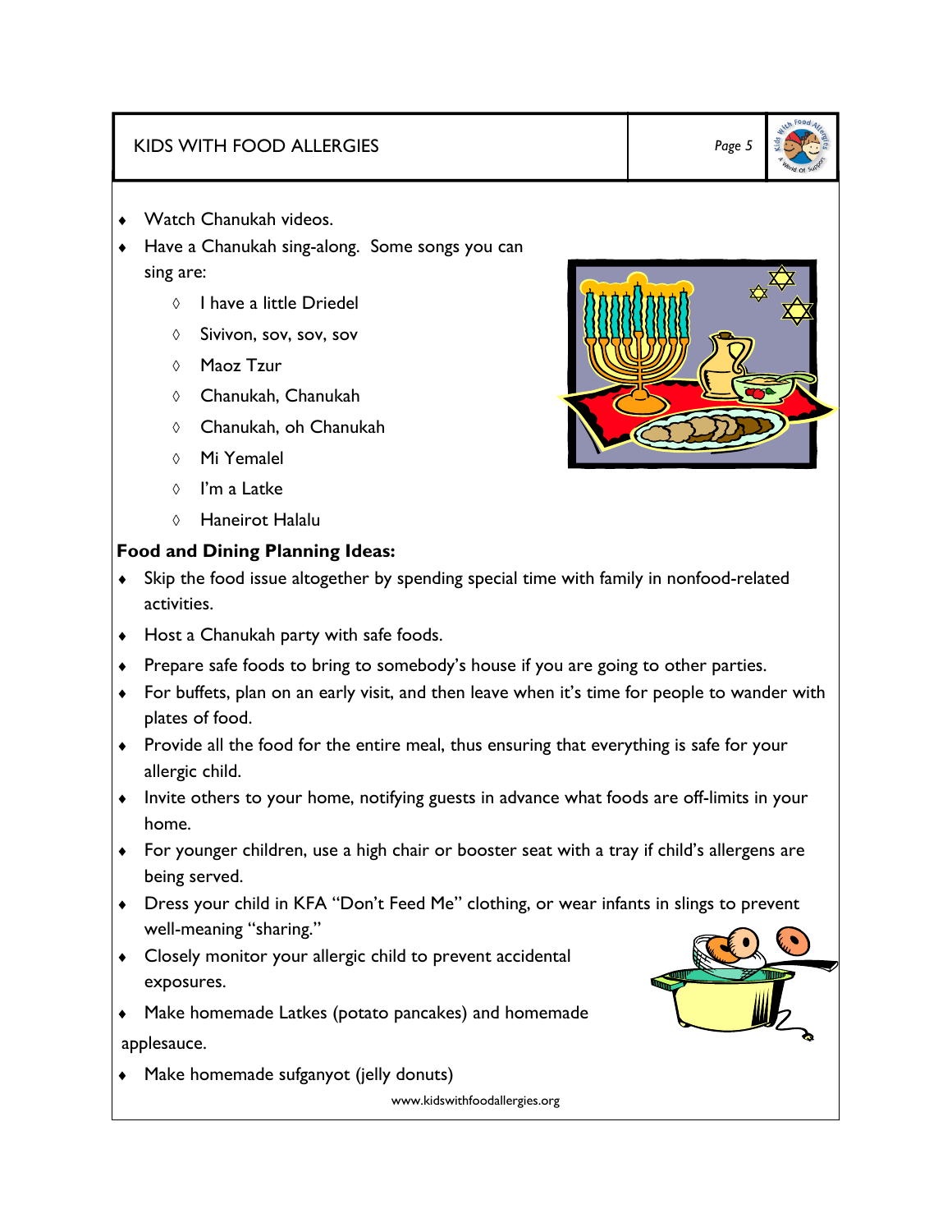- Watch Chanukah videos.
- Have a Chanukah sing-along. Some songs you can sing are:
  - I have a little Driedel
  - Sivivon, sov, sov, sov
  - Maoz Tzur
  - Chanukah, Chanukah
  - Chanukah, oh Chanukah
  - Mi Yemalel
  - I'm a Latke
  - Haneirot Halalu

**Food and Dining Planning Ideas:**

- Skip the food issue altogether by spending special time with family in nonfood-related activities.
- Host a Chanukah party with safe foods.
- Prepare safe foods to bring to somebody's house if you are going to other parties.
- For buffets, plan on an early visit, and then leave when it's time for people to wander with plates of food.
- Provide all the food for the entire meal, thus ensuring that everything is safe for your allergic child.
- Invite others to your home, notifying guests in advance what foods are off-limits in your home.
- For younger children, use a high chair or booster seat with a tray if child's allergens are being served.
- Dress your child in KFA "Don't Feed Me" clothing, or wear infants in slings to prevent well-meaning "sharing."
- Closely monitor your allergic child to prevent accidental exposures.
- Make homemade Latkes (potato pancakes) and homemade applesauce.
- Make homemade sufganyot (jelly donuts)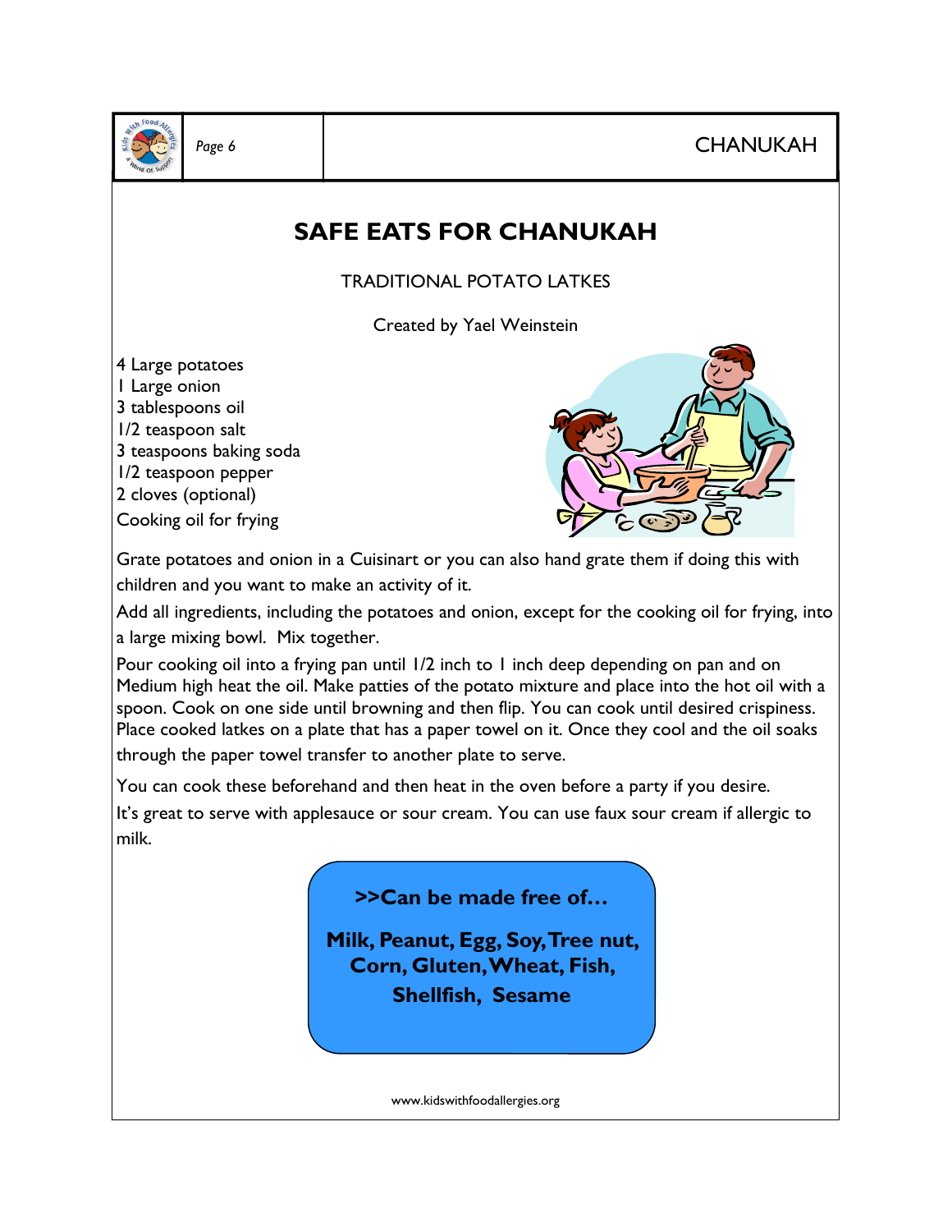# SAFE EATS FOR CHANUKAH

TRADITIONAL POTATO LATKES

Created by Yael Weinstein

4 Large potatoes
1 Large onion
3 tablespoons oil
1/2 teaspoon salt
3 teaspoons baking soda
1/2 teaspoon pepper
2 cloves (optional)
Cooking oil for frying

Grate potatoes and onion in a Cuisinart or you can also hand grate them if doing this with children and you want to make an activity of it.

Add all ingredients, including the potatoes and onion, except for the cooking oil for frying, into a large mixing bowl. Mix together.

Pour cooking oil into a frying pan until 1/2 inch to 1 inch deep depending on pan and on Medium high heat the oil. Make patties of the potato mixture and place into the hot oil with a spoon. Cook on one side until browning and then flip. You can cook until desired crispiness. Place cooked latkes on a plate that has a paper towel on it. Once they cool and the oil soaks through the paper towel transfer to another plate to serve.

You can cook these beforehand and then heat in the oven before a party if you desire.

It's great to serve with applesauce or sour cream. You can use faux sour cream if allergic to milk.

**>>Can be made free of…**

**Milk, Peanut, Egg, Soy, Tree nut, Corn, Gluten, Wheat, Fish, Shellfish, Sesame**

www.kidswithfoodallergies.org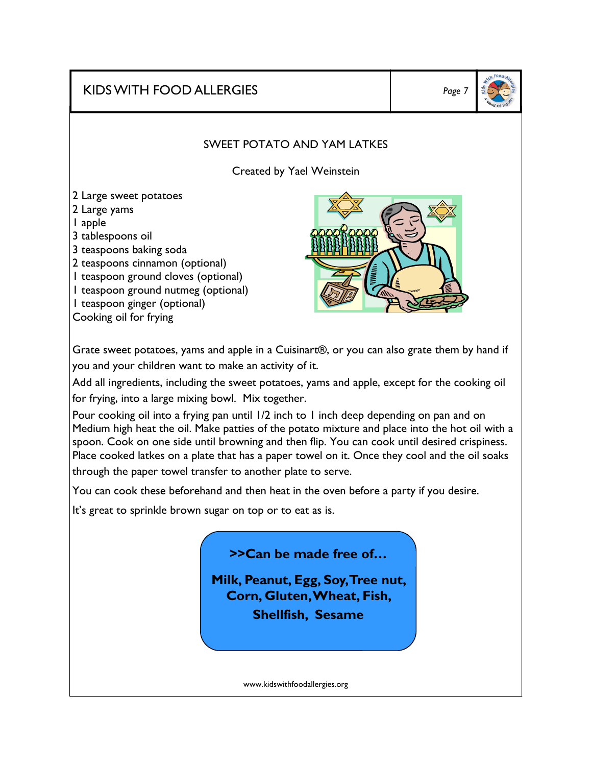# SWEET POTATO AND YAM LATKES

Created by Yael Weinstein

- 2 Large sweet potatoes
- 2 Large yams
- 1 apple
- 3 tablespoons oil
- 3 teaspoons baking soda
- 2 teaspoons cinnamon (optional)
- 1 teaspoon ground cloves (optional)
- 1 teaspoon ground nutmeg (optional)
- 1 teaspoon ginger (optional)
- Cooking oil for frying

Grate sweet potatoes, yams and apple in a Cuisinart®, or you can also grate them by hand if you and your children want to make an activity of it.

Add all ingredients, including the sweet potatoes, yams and apple, except for the cooking oil for frying, into a large mixing bowl. Mix together.

Pour cooking oil into a frying pan until 1/2 inch to 1 inch deep depending on pan and on Medium high heat the oil. Make patties of the potato mixture and place into the hot oil with a spoon. Cook on one side until browning and then flip. You can cook until desired crispiness. Place cooked latkes on a plate that has a paper towel on it. Once they cool and the oil soaks through the paper towel transfer to another plate to serve.

You can cook these beforehand and then heat in the oven before a party if you desire.

It's great to sprinkle brown sugar on top or to eat as is.

**>>Can be made free of…**

**Milk, Peanut, Egg, Soy, Tree nut, Corn, Gluten, Wheat, Fish, Shellfish, Sesame**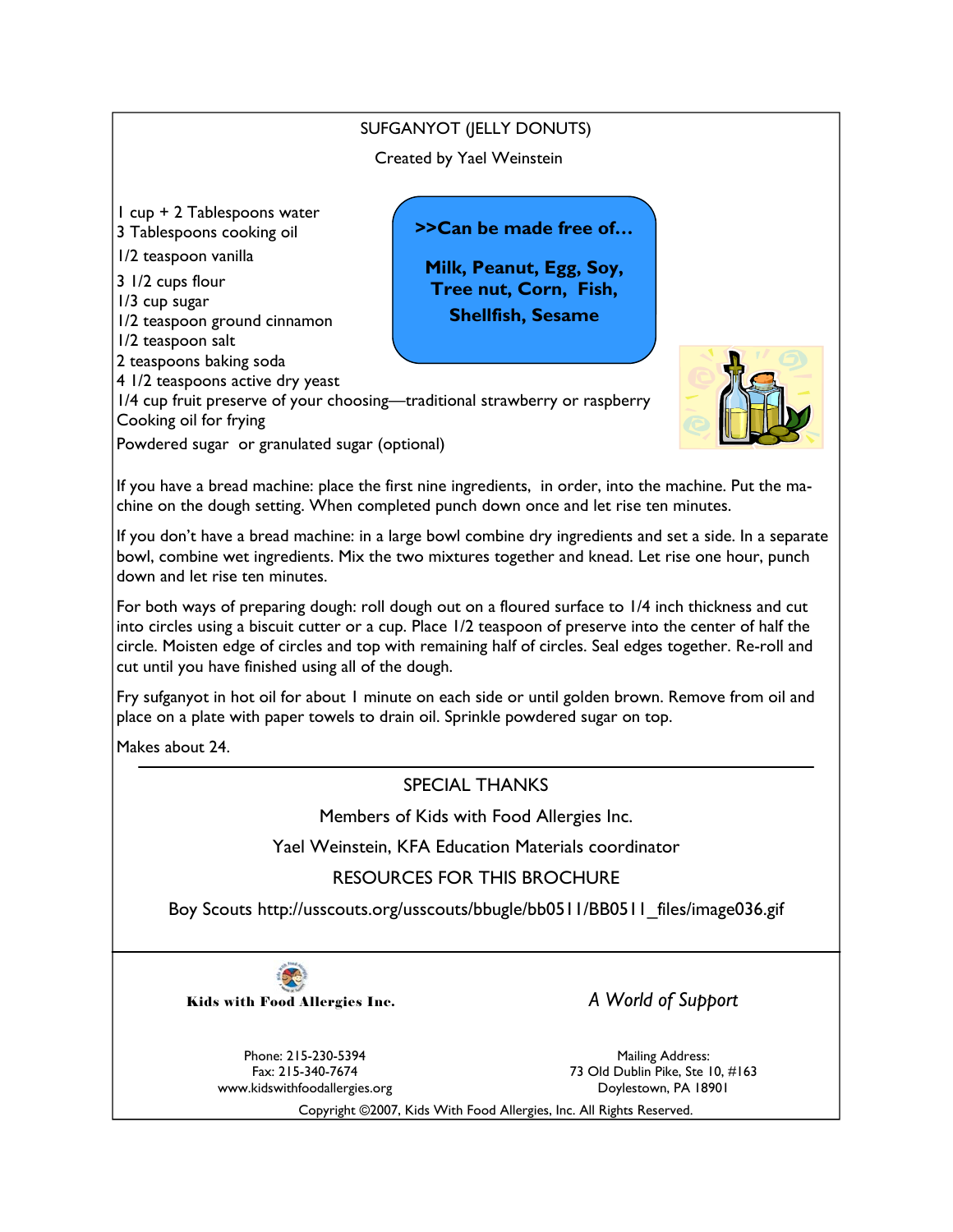# SUFGANYOT (JELLY DONUTS)

Created by Yael Weinstein

- 1 cup + 2 Tablespoons water
- 3 Tablespoons cooking oil
- 1/2 teaspoon vanilla
- 3 1/2 cups flour
- 1/3 cup sugar
- 1/2 teaspoon ground cinnamon
- 1/2 teaspoon salt
- 2 teaspoons baking soda
- 4 1/2 teaspoons active dry yeast
- 1/4 cup fruit preserve of your choosing—traditional strawberry or raspberry
- Cooking oil for frying
- Powdered sugar or granulated sugar (optional)

**>>Can be made free of…**

**Milk, Peanut, Egg, Soy, Tree nut, Corn, Fish, Shellfish, Sesame**

If you have a bread machine: place the first nine ingredients, in order, into the machine. Put the machine on the dough setting. When completed punch down once and let rise ten minutes.

If you don't have a bread machine: in a large bowl combine dry ingredients and set a side. In a separate bowl, combine wet ingredients. Mix the two mixtures together and knead. Let rise one hour, punch down and let rise ten minutes.

For both ways of preparing dough: roll dough out on a floured surface to 1/4 inch thickness and cut into circles using a biscuit cutter or a cup. Place 1/2 teaspoon of preserve into the center of half the circle. Moisten edge of circles and top with remaining half of circles. Seal edges together. Re-roll and cut until you have finished using all of the dough.

Fry sufganyot in hot oil for about 1 minute on each side or until golden brown. Remove from oil and place on a plate with paper towels to drain oil. Sprinkle powdered sugar on top.

Makes about 24.

---

## SPECIAL THANKS

Members of Kids with Food Allergies Inc.

Yael Weinstein, KFA Education Materials coordinator

## RESOURCES FOR THIS BROCHURE

Boy Scouts http://usscouts.org/usscouts/bbugle/bb0511/BB0511_files/image036.gif

---

**Kids with Food Allergies Inc.**

*A World of Support*

Phone: 215-230-5394
Fax: 215-340-7674
www.kidswithfoodallergies.org

Mailing Address:
73 Old Dublin Pike, Ste 10, #163
Doylestown, PA 18901

Copyright ©2007, Kids With Food Allergies, Inc. All Rights Reserved.